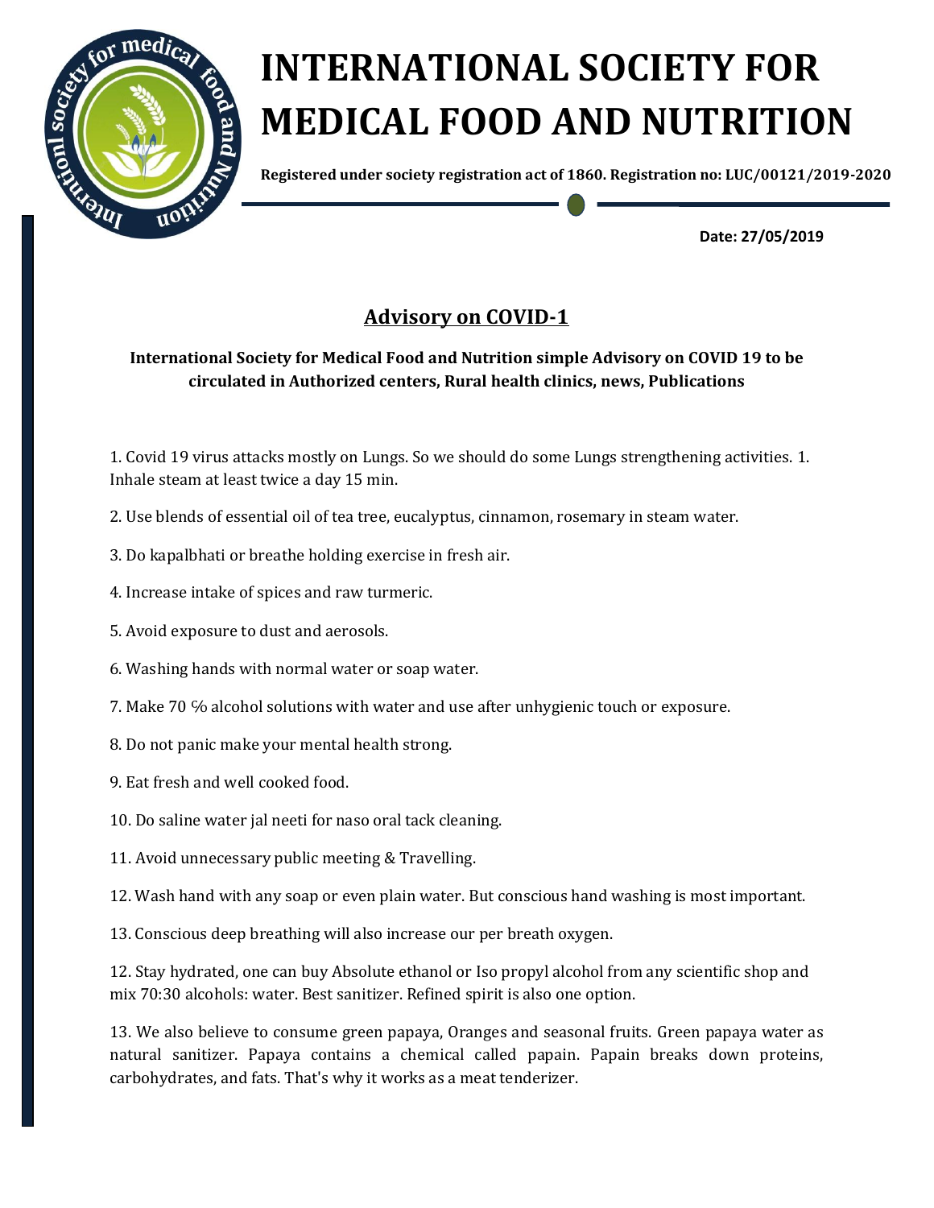# INTERNATIONAL SOCIETY FOR MEDICAL FOOD AND NUTRITION

**Registered under society registration act of 1860. Registration no: LUC/00121/2019-2020**

**Date: 27/05/2019**

## Advisory on COVID-1

**International Society for Medical Food and Nutrition simple Advisory on COVID 19 to be circulated in Authorized centers, Rural health clinics, news, Publications**

1. Covid 19 virus attacks mostly on Lungs. So we should do some Lungs strengthening activities. 1. Inhale steam at least twice a day 15 min.

2. Use blends of essential oil of tea tree, eucalyptus, cinnamon, rosemary in steam water.

3. Do kapalbhati or breathe holding exercise in fresh air.

4. Increase intake of spices and raw turmeric.

5. Avoid exposure to dust and aerosols.

6. Washing hands with normal water or soap water.

7. Make 70 % alcohol solutions with water and use after unhygienic touch or exposure.

8. Do not panic make your mental health strong.

9. Eat fresh and well cooked food.

10. Do saline water jal neeti for naso oral tack cleaning.

11. Avoid unnecessary public meeting & Travelling.

12. Wash hand with any soap or even plain water. But conscious hand washing is most important.

13. Conscious deep breathing will also increase our per breath oxygen.

12. Stay hydrated, one can buy Absolute ethanol or Iso propyl alcohol from any scientific shop and mix 70:30 alcohols: water. Best sanitizer. Refined spirit is also one option.

13. We also believe to consume green papaya, Oranges and seasonal fruits. Green papaya water as natural sanitizer. Papaya contains a chemical called papain. Papain breaks down proteins, carbohydrates, and fats. That's why it works as a meat tenderizer.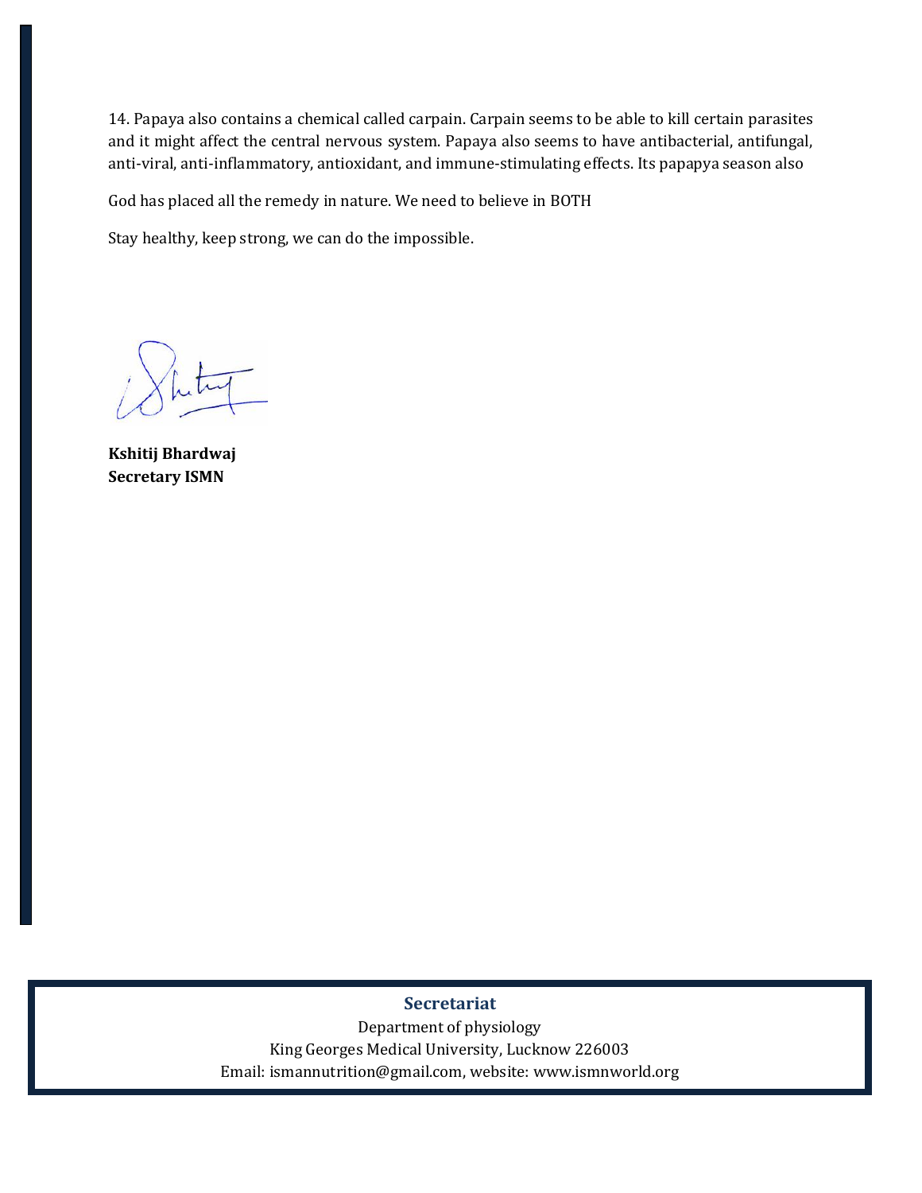14. Papaya also contains a chemical called carpain. Carpain seems to be able to kill certain parasites and it might affect the central nervous system. Papaya also seems to have antibacterial, antifungal, anti-viral, anti-inflammatory, antioxidant, and immune-stimulating effects. Its papapya season also

God has placed all the remedy in nature. We need to believe in BOTH

Stay healthy, keep strong, we can do the impossible.

**Kshitij Bhardwaj**
**Secretary ISMN**

**Secretariat**

Department of physiology

King Georges Medical University, Lucknow 226003

Email: ismannutrition@gmail.com, website: www.ismnworld.org